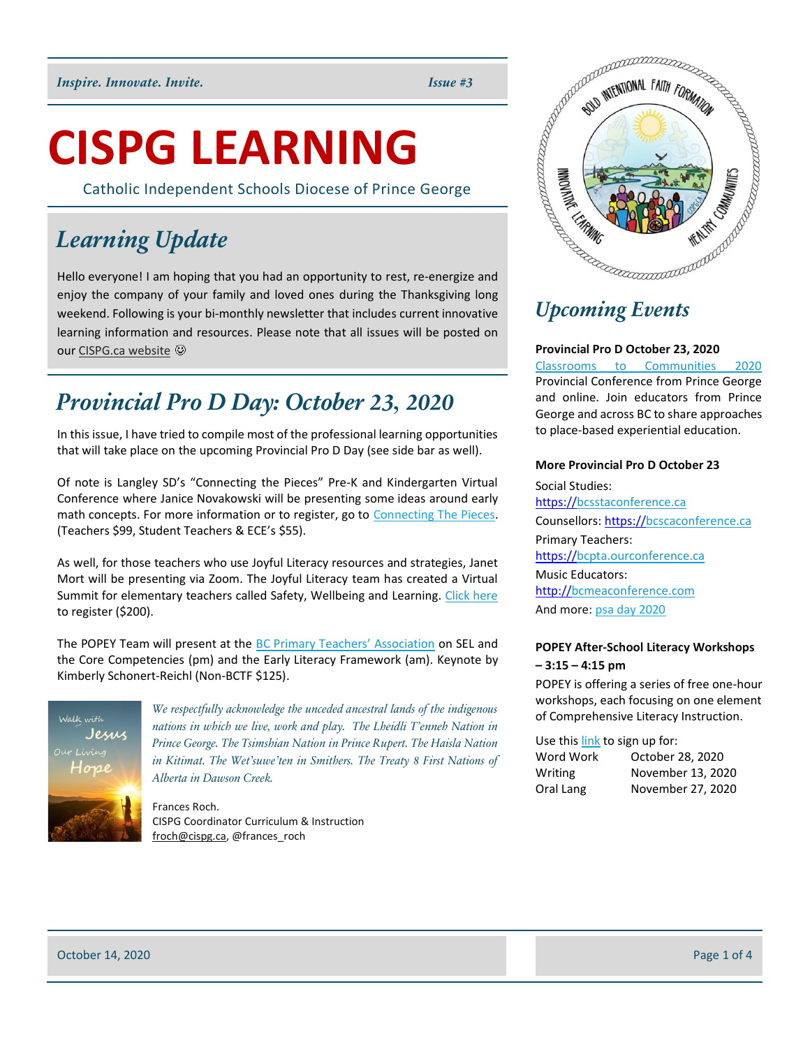*Inspire. Innovate. Invite.* *Issue #3*

# CISPG LEARNING

Catholic Independent Schools Diocese of Prince George

## *Learning Update*

Hello everyone! I am hoping that you had an opportunity to rest, re-energize and enjoy the company of your family and loved ones during the Thanksgiving long weekend. Following is your bi-monthly newsletter that includes current innovative learning information and resources. Please note that all issues will be posted on our CISPG.ca website ☺

## *Provincial Pro D Day: October 23, 2020*

In this issue, I have tried to compile most of the professional learning opportunities that will take place on the upcoming Provincial Pro D Day (see side bar as well).

Of note is Langley SD's "Connecting the Pieces" Pre-K and Kindergarten Virtual Conference where Janice Novakowski will be presenting some ideas around early math concepts. For more information or to register, go to Connecting The Pieces. (Teachers $99, Student Teachers & ECE's $55).

As well, for those teachers who use Joyful Literacy resources and strategies, Janet Mort will be presenting via Zoom. The Joyful Literacy team has created a Virtual Summit for elementary teachers called Safety, Wellbeing and Learning. Click here to register ($200).

The POPEY Team will present at the BC Primary Teachers' Association on SEL and the Core Competencies (pm) and the Early Literacy Framework (am). Keynote by Kimberly Schonert-Reichl (Non-BCTF $125).

*We respectfully acknowledge the unceded ancestral lands of the indigenous nations in which we live, work and play. The Lheidli T'enneh Nation in Prince George. The Tsimshian Nation in Prince Rupert. The Haisla Nation in Kitimat. The Wet'suwe'ten in Smithers. The Treaty 8 First Nations of Alberta in Dawson Creek.*

Frances Roch.
CISPG Coordinator Curriculum & Instruction
froch@cispg.ca, @frances_roch

## *Upcoming Events*

**Provincial Pro D October 23, 2020**

Classrooms to Communities 2020 Provincial Conference from Prince George and online. Join educators from Prince George and across BC to share approaches to place-based experiential education.

**More Provincial Pro D October 23**

Social Studies: https://bcsstaconference.ca
Counsellors: https://bcscaconference.ca
Primary Teachers: https://bcpta.ourconference.ca
Music Educators: http://bcmeaconference.com
And more: psa day 2020

**POPEY After-School Literacy Workshops – 3:15 – 4:15 pm**

POPEY is offering a series of free one-hour workshops, each focusing on one element of Comprehensive Literacy Instruction.

Use this link to sign up for:

| | |
|---|---|
| Word Work | October 28, 2020 |
| Writing | November 13, 2020 |
| Oral Lang | November 27, 2020 |

October 14, 2020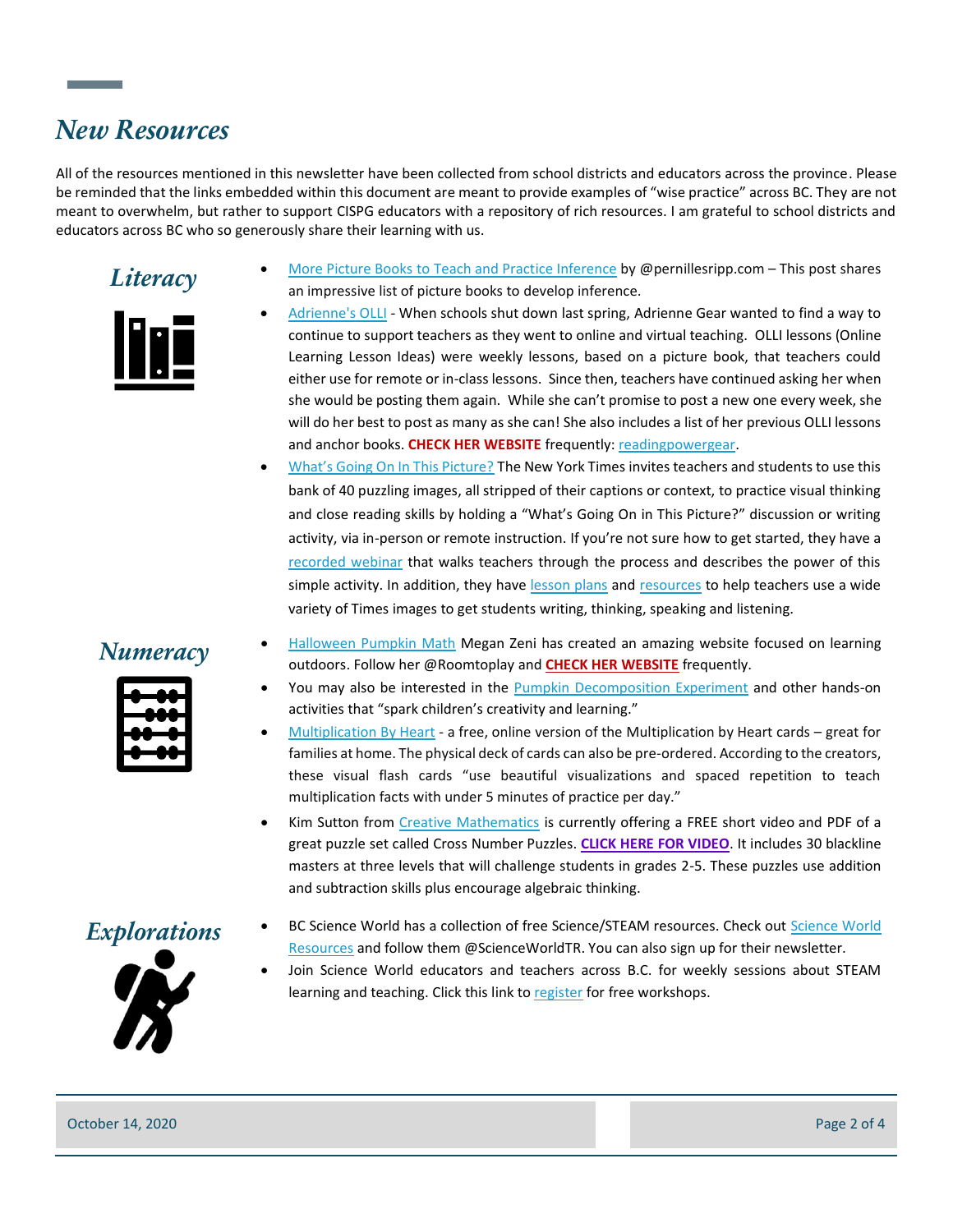# New Resources

All of the resources mentioned in this newsletter have been collected from school districts and educators across the province. Please be reminded that the links embedded within this document are meant to provide examples of "wise practice" across BC. They are not meant to overwhelm, but rather to support CISPG educators with a repository of rich resources. I am grateful to school districts and educators across BC who so generously share their learning with us.

## *Literacy*

- More Picture Books to Teach and Practice Inference by @pernillesripp.com – This post shares an impressive list of picture books to develop inference.
- Adrienne's OLLI - When schools shut down last spring, Adrienne Gear wanted to find a way to continue to support teachers as they went to online and virtual teaching. OLLI lessons (Online Learning Lesson Ideas) were weekly lessons, based on a picture book, that teachers could either use for remote or in-class lessons. Since then, teachers have continued asking her when she would be posting them again. While she can't promise to post a new one every week, she will do her best to post as many as she can! She also includes a list of her previous OLLI lessons and anchor books. **CHECK HER WEBSITE** frequently: readingpowergear.
- What's Going On In This Picture? The New York Times invites teachers and students to use this bank of 40 puzzling images, all stripped of their captions or context, to practice visual thinking and close reading skills by holding a "What's Going On in This Picture?" discussion or writing activity, via in-person or remote instruction. If you're not sure how to get started, they have a recorded webinar that walks teachers through the process and describes the power of this simple activity. In addition, they have lesson plans and resources to help teachers use a wide variety of Times images to get students writing, thinking, speaking and listening.

## *Numeracy*

- Halloween Pumpkin Math Megan Zeni has created an amazing website focused on learning outdoors. Follow her @Roomtoplay and **CHECK HER WEBSITE** frequently.
- You may also be interested in the Pumpkin Decomposition Experiment and other hands-on activities that "spark children's creativity and learning."
- Multiplication By Heart - a free, online version of the Multiplication by Heart cards – great for families at home. The physical deck of cards can also be pre-ordered. According to the creators, these visual flash cards "use beautiful visualizations and spaced repetition to teach multiplication facts with under 5 minutes of practice per day."
- Kim Sutton from Creative Mathematics is currently offering a FREE short video and PDF of a great puzzle set called Cross Number Puzzles. **CLICK HERE FOR VIDEO**. It includes 30 blackline masters at three levels that will challenge students in grades 2-5. These puzzles use addition and subtraction skills plus encourage algebraic thinking.

## *Explorations*

- BC Science World has a collection of free Science/STEAM resources. Check out Science World Resources and follow them @ScienceWorldTR. You can also sign up for their newsletter.
- Join Science World educators and teachers across B.C. for weekly sessions about STEAM learning and teaching. Click this link to register for free workshops.

October 14, 2020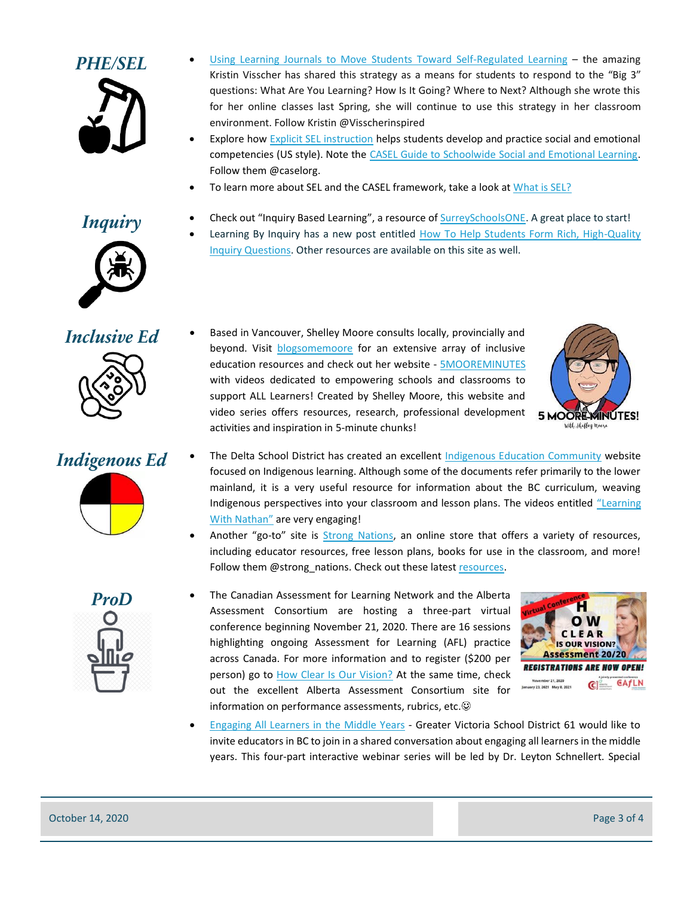## PHE/SEL

- Using Learning Journals to Move Students Toward Self-Regulated Learning – the amazing Kristin Visscher has shared this strategy as a means for students to respond to the "Big 3" questions: What Are You Learning? How Is It Going? Where to Next? Although she wrote this for her online classes last Spring, she will continue to use this strategy in her classroom environment. Follow Kristin @Visscherinspired
- Explore how Explicit SEL instruction helps students develop and practice social and emotional competencies (US style). Note the CASEL Guide to Schoolwide Social and Emotional Learning. Follow them @caselorg.
- To learn more about SEL and the CASEL framework, take a look at What is SEL?

## Inquiry

- Check out "Inquiry Based Learning", a resource of SurreySchoolsONE. A great place to start!
- Learning By Inquiry has a new post entitled How To Help Students Form Rich, High-Quality Inquiry Questions. Other resources are available on this site as well.

## Inclusive Ed

- Based in Vancouver, Shelley Moore consults locally, provincially and beyond. Visit blogsomemoore for an extensive array of inclusive education resources and check out her website - 5MOOREMINUTES with videos dedicated to empowering schools and classrooms to support ALL Learners! Created by Shelley Moore, this website and video series offers resources, research, professional development activities and inspiration in 5-minute chunks!

## Indigenous Ed

- The Delta School District has created an excellent Indigenous Education Community website focused on Indigenous learning. Although some of the documents refer primarily to the lower mainland, it is a very useful resource for information about the BC curriculum, weaving Indigenous perspectives into your classroom and lesson plans. The videos entitled "Learning With Nathan" are very engaging!
- Another "go-to" site is Strong Nations, an online store that offers a variety of resources, including educator resources, free lesson plans, books for use in the classroom, and more! Follow them @strong_nations. Check out these latest resources.

## ProD

- The Canadian Assessment for Learning Network and the Alberta Assessment Consortium are hosting a three-part virtual conference beginning November 21, 2020. There are 16 sessions highlighting ongoing Assessment for Learning (AFL) practice across Canada. For more information and to register ($200 per person) go to How Clear Is Our Vision? At the same time, check out the excellent Alberta Assessment Consortium site for information on performance assessments, rubrics, etc.☺
- Engaging All Learners in the Middle Years - Greater Victoria School District 61 would like to invite educators in BC to join in a shared conversation about engaging all learners in the middle years. This four-part interactive webinar series will be led by Dr. Leyton Schnellert. Special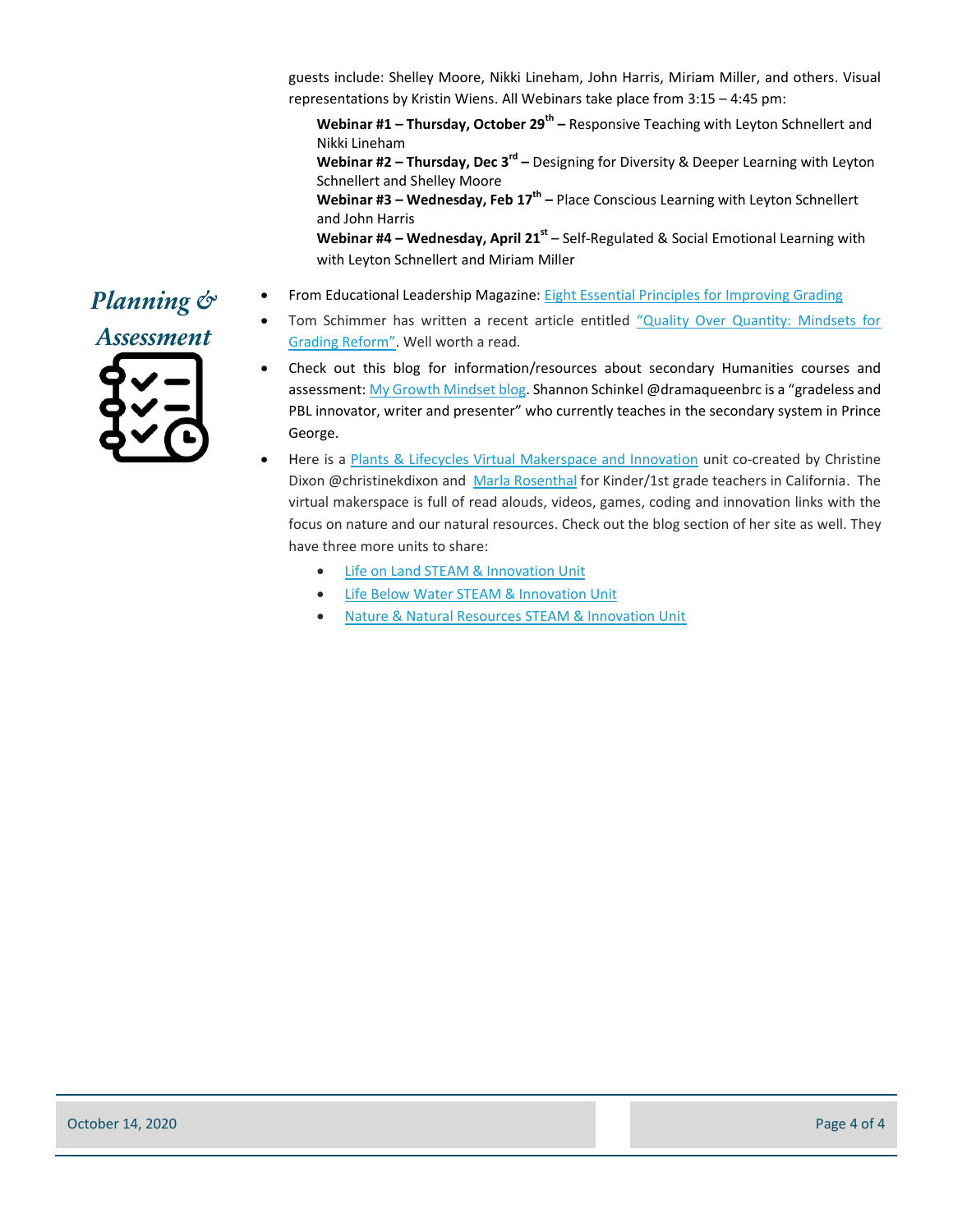guests include: Shelley Moore, Nikki Lineham, John Harris, Miriam Miller, and others. Visual representations by Kristin Wiens. All Webinars take place from 3:15 – 4:45 pm:

**Webinar #1 – Thursday, October 29th –** Responsive Teaching with Leyton Schnellert and Nikki Lineham
**Webinar #2 – Thursday, Dec 3rd –** Designing for Diversity & Deeper Learning with Leyton Schnellert and Shelley Moore
**Webinar #3 – Wednesday, Feb 17th –** Place Conscious Learning with Leyton Schnellert and John Harris
**Webinar #4 – Wednesday, April 21st** – Self-Regulated & Social Emotional Learning with with Leyton Schnellert and Miriam Miller

## *Planning & Assessment*

- From Educational Leadership Magazine: Eight Essential Principles for Improving Grading
- Tom Schimmer has written a recent article entitled "Quality Over Quantity: Mindsets for Grading Reform". Well worth a read.
- Check out this blog for information/resources about secondary Humanities courses and assessment: My Growth Mindset blog. Shannon Schinkel @dramaqueenbrc is a "gradeless and PBL innovator, writer and presenter" who currently teaches in the secondary system in Prince George.
- Here is a Plants & Lifecycles Virtual Makerspace and Innovation unit co-created by Christine Dixon @christinekdixon and Marla Rosenthal for Kinder/1st grade teachers in California. The virtual makerspace is full of read alouds, videos, games, coding and innovation links with the focus on nature and our natural resources. Check out the blog section of her site as well. They have three more units to share:
  - Life on Land STEAM & Innovation Unit
  - Life Below Water STEAM & Innovation Unit
  - Nature & Natural Resources STEAM & Innovation Unit